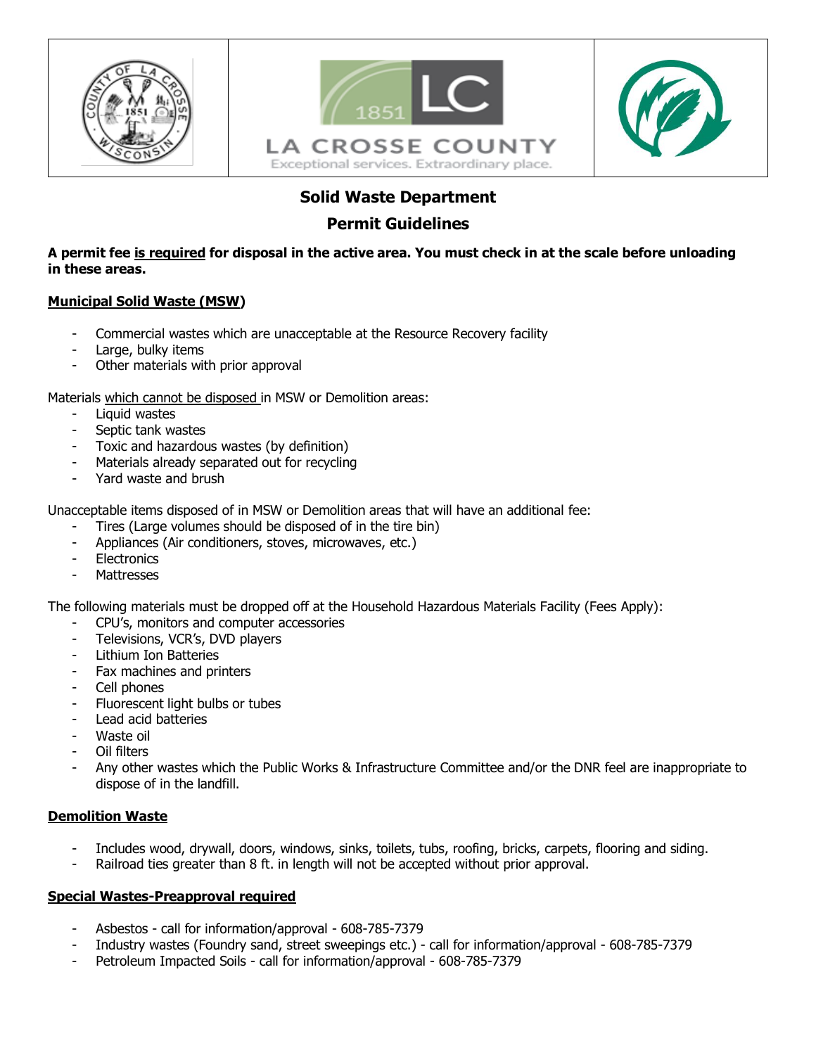LA CROSSE COUNTY

Exceptional services. Extraordinary place.

# Solid Waste Department

## Permit Guidelines

**A permit fee is required for disposal in the active area. You must check in at the scale before unloading in these areas.**

### Municipal Solid Waste (MSW)

- Commercial wastes which are unacceptable at the Resource Recovery facility
- Large, bulky items
- Other materials with prior approval

Materials which cannot be disposed in MSW or Demolition areas:

- Liquid wastes
- Septic tank wastes
- Toxic and hazardous wastes (by definition)
- Materials already separated out for recycling
- Yard waste and brush

Unacceptable items disposed of in MSW or Demolition areas that will have an additional fee:

- Tires (Large volumes should be disposed of in the tire bin)
- Appliances (Air conditioners, stoves, microwaves, etc.)
- Electronics
- Mattresses

The following materials must be dropped off at the Household Hazardous Materials Facility (Fees Apply):

- CPU's, monitors and computer accessories
- Televisions, VCR's, DVD players
- Lithium Ion Batteries
- Fax machines and printers
- Cell phones
- Fluorescent light bulbs or tubes
- Lead acid batteries
- Waste oil
- Oil filters
- Any other wastes which the Public Works & Infrastructure Committee and/or the DNR feel are inappropriate to dispose of in the landfill.

### Demolition Waste

- Includes wood, drywall, doors, windows, sinks, toilets, tubs, roofing, bricks, carpets, flooring and siding.
- Railroad ties greater than 8 ft. in length will not be accepted without prior approval.

### Special Wastes-Preapproval required

- Asbestos - call for information/approval - 608-785-7379
- Industry wastes (Foundry sand, street sweepings etc.) - call for information/approval - 608-785-7379
- Petroleum Impacted Soils - call for information/approval - 608-785-7379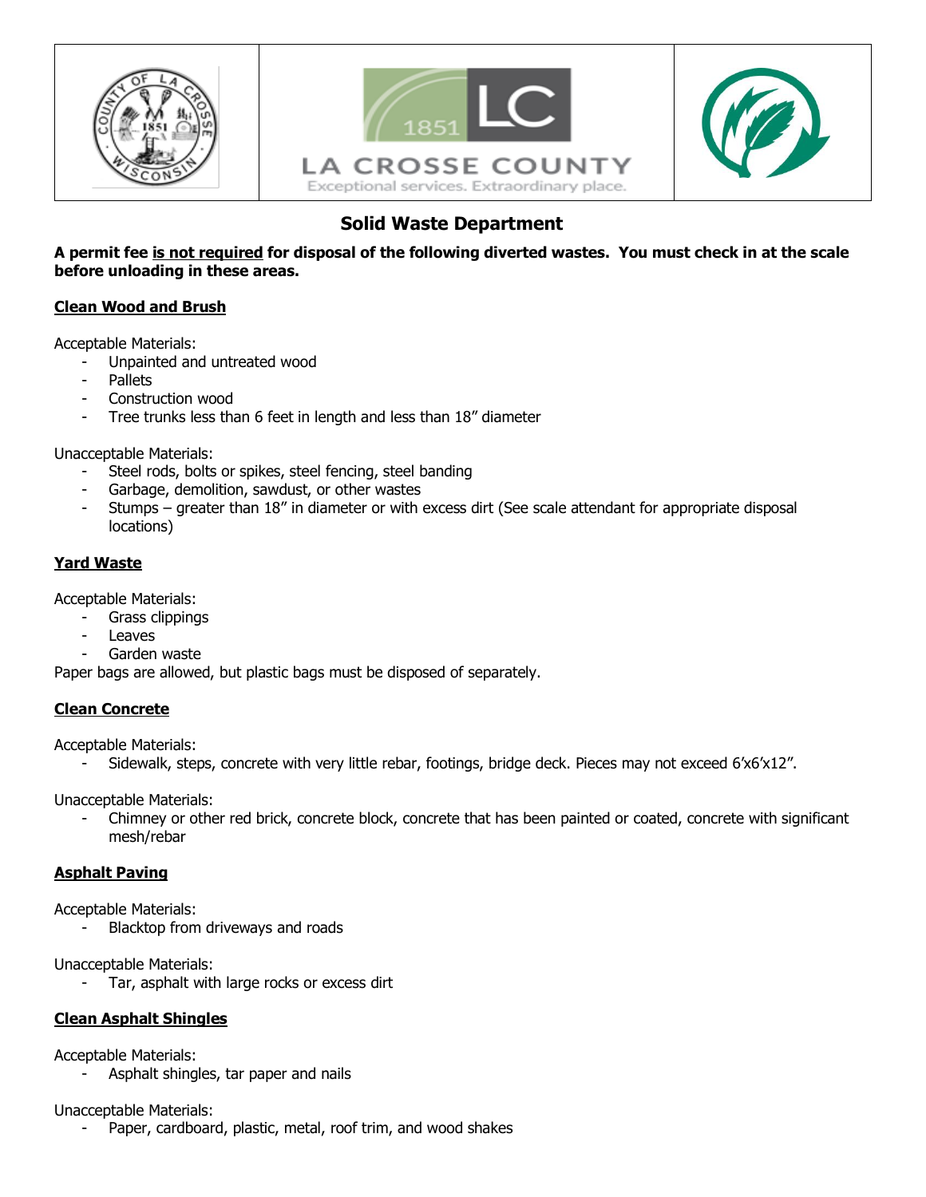LA CROSSE COUNTY

Exceptional services. Extraordinary place.

## Solid Waste Department

**A permit fee <u>is not required</u> for disposal of the following diverted wastes. You must check in at the scale before unloading in these areas.**

### <u>Clean Wood and Brush</u>

Acceptable Materials:

- Unpainted and untreated wood
- Pallets
- Construction wood
- Tree trunks less than 6 feet in length and less than 18" diameter

Unacceptable Materials:

- Steel rods, bolts or spikes, steel fencing, steel banding
- Garbage, demolition, sawdust, or other wastes
- Stumps – greater than 18" in diameter or with excess dirt (See scale attendant for appropriate disposal locations)

### <u>Yard Waste</u>

Acceptable Materials:

- Grass clippings
- Leaves
- Garden waste

Paper bags are allowed, but plastic bags must be disposed of separately.

### <u>Clean Concrete</u>

Acceptable Materials:

- Sidewalk, steps, concrete with very little rebar, footings, bridge deck. Pieces may not exceed 6'x6'x12".

Unacceptable Materials:

- Chimney or other red brick, concrete block, concrete that has been painted or coated, concrete with significant mesh/rebar

### <u>Asphalt Paving</u>

Acceptable Materials:

- Blacktop from driveways and roads

Unacceptable Materials:

- Tar, asphalt with large rocks or excess dirt

### <u>Clean Asphalt Shingles</u>

Acceptable Materials:

- Asphalt shingles, tar paper and nails

Unacceptable Materials:

- Paper, cardboard, plastic, metal, roof trim, and wood shakes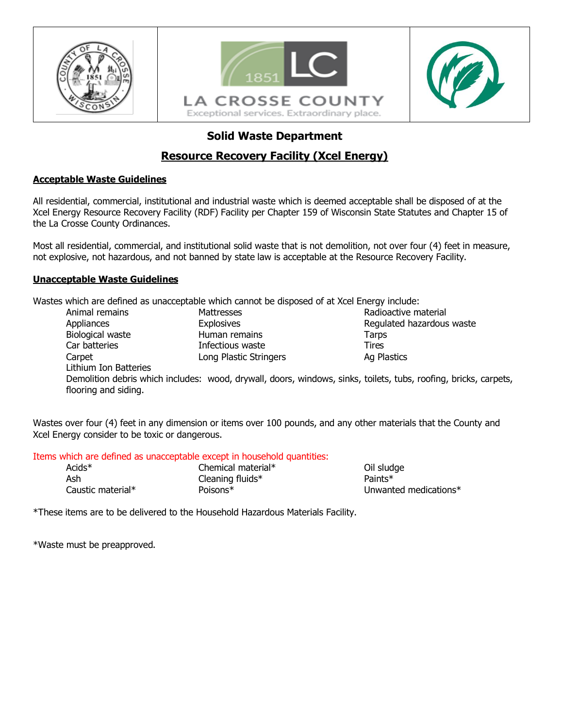## Solid Waste Department

## Resource Recovery Facility (Xcel Energy)

### Acceptable Waste Guidelines

All residential, commercial, institutional and industrial waste which is deemed acceptable shall be disposed of at the Xcel Energy Resource Recovery Facility (RDF) Facility per Chapter 159 of Wisconsin State Statutes and Chapter 15 of the La Crosse County Ordinances.

Most all residential, commercial, and institutional solid waste that is not demolition, not over four (4) feet in measure, not explosive, not hazardous, and not banned by state law is acceptable at the Resource Recovery Facility.

### Unacceptable Waste Guidelines

Wastes which are defined as unacceptable which cannot be disposed of at Xcel Energy include:

| | | |
|---|---|---|
| Animal remains | Mattresses | Radioactive material |
| Appliances | Explosives | Regulated hazardous waste |
| Biological waste | Human remains | Tarps |
| Car batteries | Infectious waste | Tires |
| Carpet | Long Plastic Stringers | Ag Plastics |
| Lithium Ion Batteries | | |

Demolition debris which includes: wood, drywall, doors, windows, sinks, toilets, tubs, roofing, bricks, carpets, flooring and siding.

Wastes over four (4) feet in any dimension or items over 100 pounds, and any other materials that the County and Xcel Energy consider to be toxic or dangerous.

Items which are defined as unacceptable except in household quantities:

| | | |
|---|---|---|
| Acids* | Chemical material* | Oil sludge |
| Ash | Cleaning fluids* | Paints* |
| Caustic material* | Poisons* | Unwanted medications* |

*These items are to be delivered to the Household Hazardous Materials Facility.

*Waste must be preapproved.